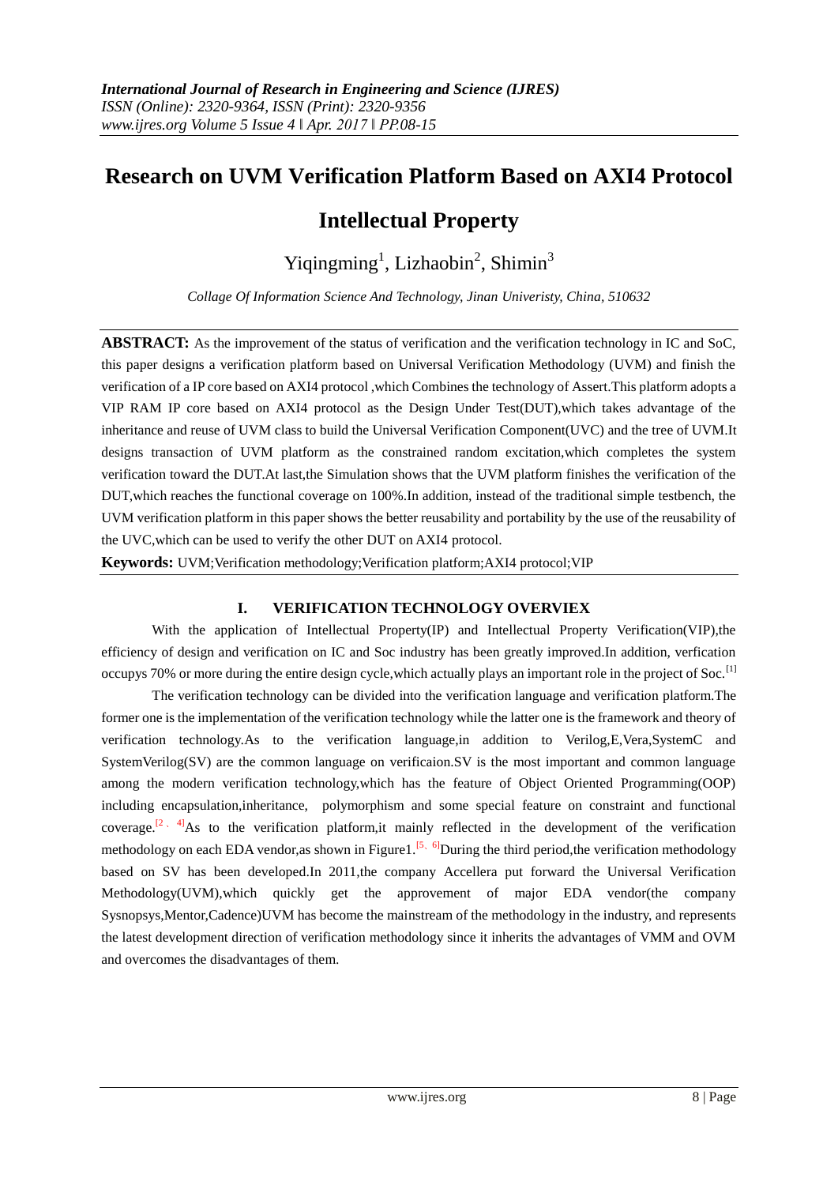# Research on UVM Verification Platform Based on AXI4 Protocol Intellectual Property

Yiqingming[1], Lizhaobin[2], Shimin[3]

*Collage Of Information Science And Technology, Jinan Univeristy, China, 510632*

**ABSTRACT:** As the improvement of the status of verification and the verification technology in IC and SoC, this paper designs a verification platform based on Universal Verification Methodology (UVM) and finish the verification of a IP core based on AXI4 protocol ,which Combines the technology of Assert.This platform adopts a VIP RAM IP core based on AXI4 protocol as the Design Under Test(DUT),which takes advantage of the inheritance and reuse of UVM class to build the Universal Verification Component(UVC) and the tree of UVM.It designs transaction of UVM platform as the constrained random excitation,which completes the system verification toward the DUT.At last,the Simulation shows that the UVM platform finishes the verification of the DUT,which reaches the functional coverage on 100%.In addition, instead of the traditional simple testbench, the UVM verification platform in this paper shows the better reusability and portability by the use of the reusability of the UVC,which can be used to verify the other DUT on AXI4 protocol.

**Keywords:** UVM;Verification methodology;Verification platform;AXI4 protocol;VIP

## I. VERIFICATION TECHNOLOGY OVERVIEX

With the application of Intellectual Property(IP) and Intellectual Property Verification(VIP),the efficiency of design and verification on IC and Soc industry has been greatly improved.In addition, verfication occupys 70% or more during the entire design cycle,which actually plays an important role in the project of Soc.[1]

The verification technology can be divided into the verification language and verification platform.The former one is the implementation of the verification technology while the latter one is the framework and theory of verification technology.As to the verification language,in addition to Verilog,E,Vera,SystemC and SystemVerilog(SV) are the common language on verificaion.SV is the most important and common language among the modern verification technology,which has the feature of Object Oriented Programming(OOP) including encapsulation,inheritance, polymorphism and some special feature on constraint and functional coverage.[2、4]As to the verification platform,it mainly reflected in the development of the verification methodology on each EDA vendor,as shown in Figure1.[5、6]During the third period,the verification methodology based on SV has been developed.In 2011,the company Accellera put forward the Universal Verification Methodology(UVM),which quickly get the approvement of major EDA vendor(the company Sysnopsys,Mentor,Cadence)UVM has become the mainstream of the methodology in the industry, and represents the latest development direction of verification methodology since it inherits the advantages of VMM and OVM and overcomes the disadvantages of them.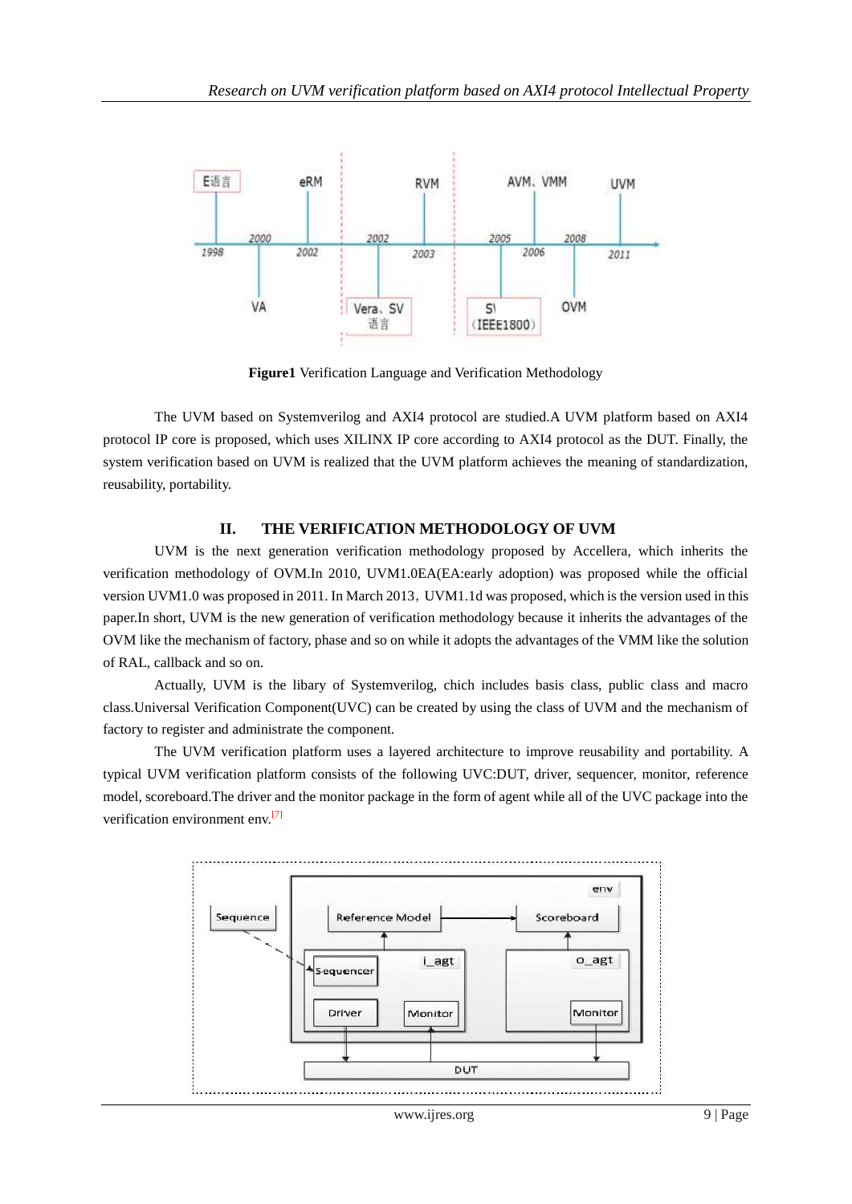Figure1 Verification Language and Verification Methodology

The UVM based on Systemverilog and AXI4 protocol are studied.A UVM platform based on AXI4 protocol IP core is proposed, which uses XILINX IP core according to AXI4 protocol as the DUT. Finally, the system verification based on UVM is realized that the UVM platform achieves the meaning of standardization, reusability, portability.

## II. THE VERIFICATION METHODOLOGY OF UVM

UVM is the next generation verification methodology proposed by Accellera, which inherits the verification methodology of OVM.In 2010, UVM1.0EA(EA:early adoption) was proposed while the official version UVM1.0 was proposed in 2011. In March 2013，UVM1.1d was proposed, which is the version used in this paper.In short, UVM is the new generation of verification methodology because it inherits the advantages of the OVM like the mechanism of factory, phase and so on while it adopts the advantages of the VMM like the solution of RAL, callback and so on.

Actually, UVM is the libary of Systemverilog, chich includes basis class, public class and macro class.Universal Verification Component(UVC) can be created by using the class of UVM and the mechanism of factory to register and administrate the component.

The UVM verification platform uses a layered architecture to improve reusability and portability. A typical UVM verification platform consists of the following UVC:DUT, driver, sequencer, monitor, reference model, scoreboard.The driver and the monitor package in the form of agent while all of the UVC package into the verification environment env.[7]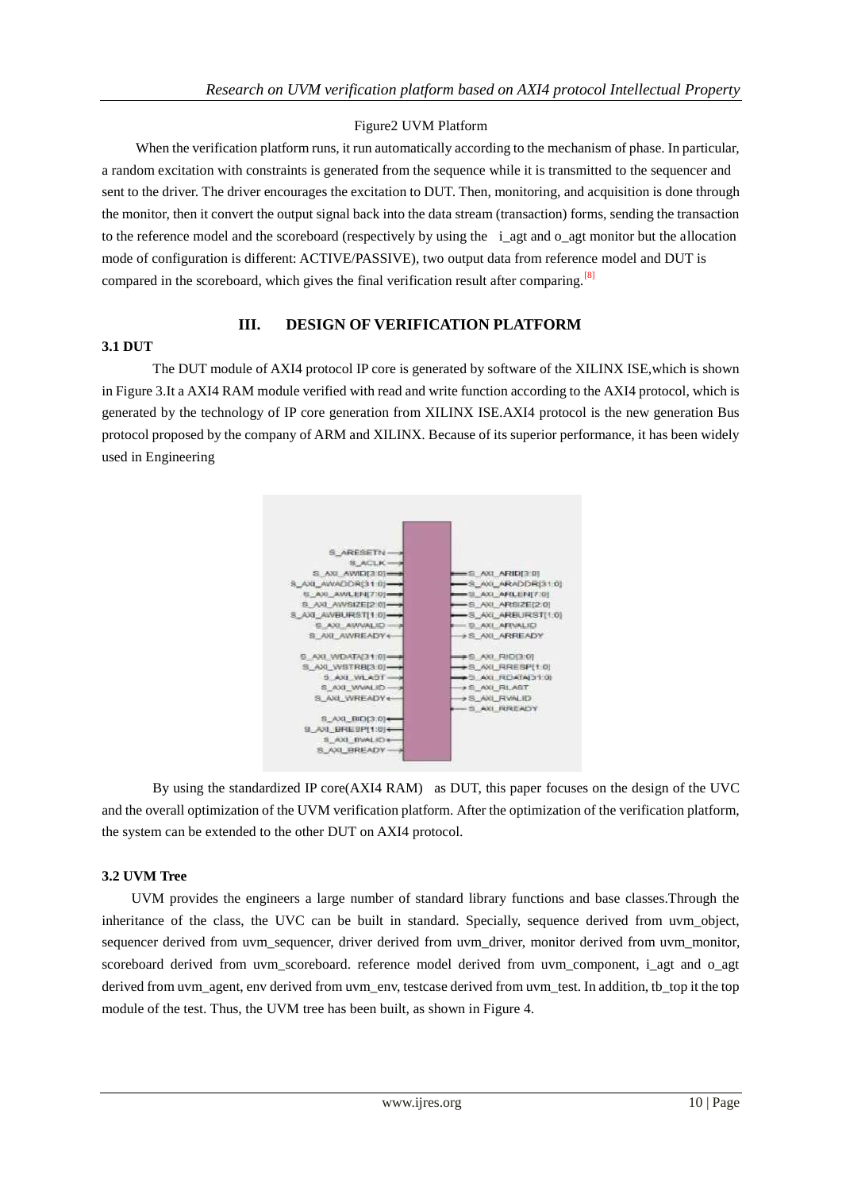Figure2 UVM Platform

When the verification platform runs, it run automatically according to the mechanism of phase. In particular, a random excitation with constraints is generated from the sequence while it is transmitted to the sequencer and sent to the driver. The driver encourages the excitation to DUT. Then, monitoring, and acquisition is done through the monitor, then it convert the output signal back into the data stream (transaction) forms, sending the transaction to the reference model and the scoreboard (respectively by using the i_agt and o_agt monitor but the allocation mode of configuration is different: ACTIVE/PASSIVE), two output data from reference model and DUT is compared in the scoreboard, which gives the final verification result after comparing.[8]

## III. DESIGN OF VERIFICATION PLATFORM

### 3.1 DUT

The DUT module of AXI4 protocol IP core is generated by software of the XILINX ISE,which is shown in Figure 3.It a AXI4 RAM module verified with read and write function according to the AXI4 protocol, which is generated by the technology of IP core generation from XILINX ISE.AXI4 protocol is the new generation Bus protocol proposed by the company of ARM and XILINX. Because of its superior performance, it has been widely used in Engineering

By using the standardized IP core(AXI4 RAM) as DUT, this paper focuses on the design of the UVC and the overall optimization of the UVM verification platform. After the optimization of the verification platform, the system can be extended to the other DUT on AXI4 protocol.

### 3.2 UVM Tree

UVM provides the engineers a large number of standard library functions and base classes.Through the inheritance of the class, the UVC can be built in standard. Specially, sequence derived from uvm_object, sequencer derived from uvm_sequencer, driver derived from uvm_driver, monitor derived from uvm_monitor, scoreboard derived from uvm_scoreboard. reference model derived from uvm_component, i_agt and o_agt derived from uvm_agent, env derived from uvm_env, testcase derived from uvm_test. In addition, tb_top it the top module of the test. Thus, the UVM tree has been built, as shown in Figure 4.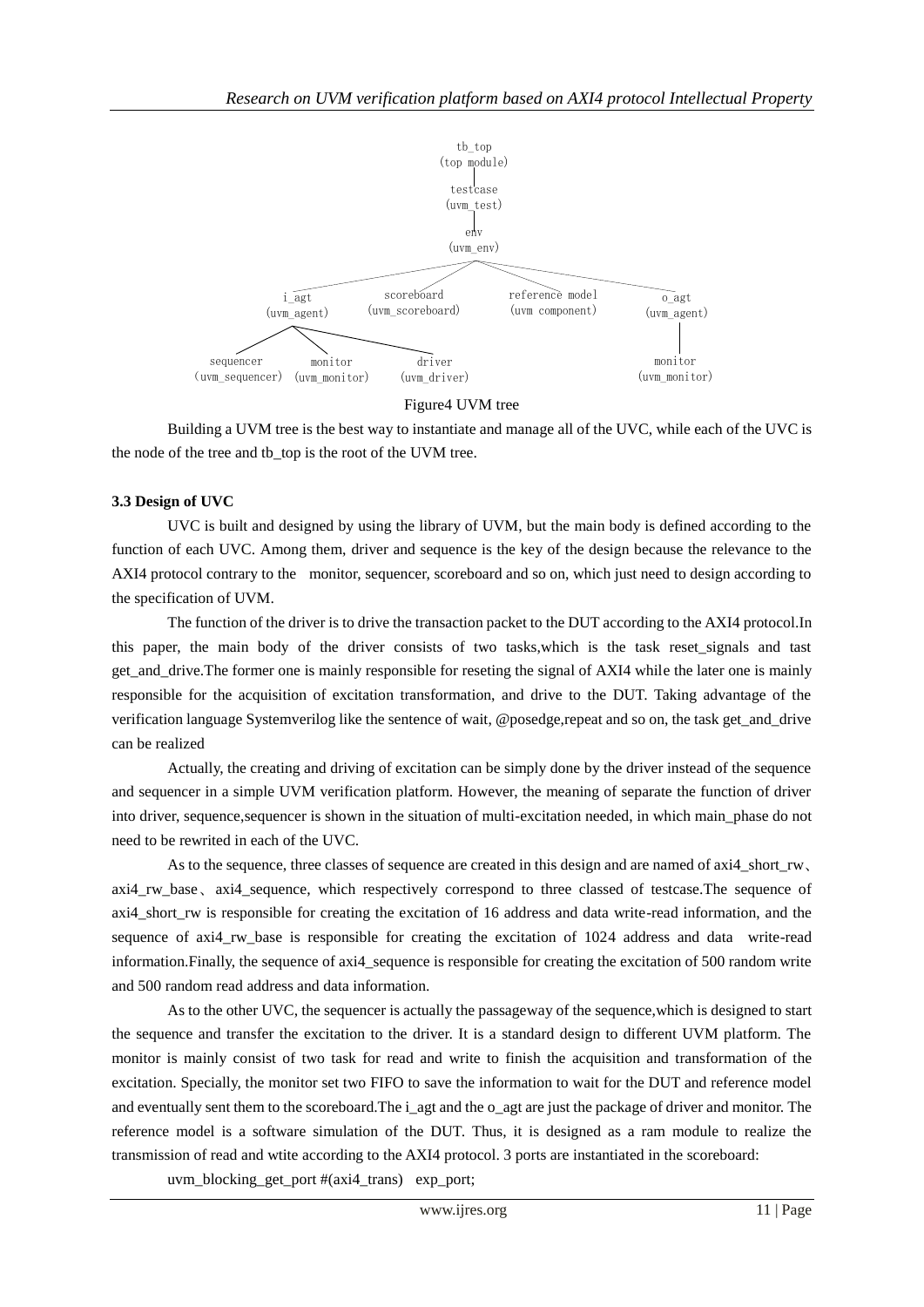tb_top
(top module)

testcase
(uvm_test)

env
(uvm_env)

i_agt (uvm_agent) | scoreboard (uvm_scoreboard) | reference model (uvm component) | o_agt (uvm_agent)

sequencer (uvm_sequencer) | monitor (uvm_monitor) | driver (uvm_driver) | monitor (uvm_monitor)

Figure4 UVM tree

Building a UVM tree is the best way to instantiate and manage all of the UVC, while each of the UVC is the node of the tree and tb_top is the root of the UVM tree.

**3.3 Design of UVC**

UVC is built and designed by using the library of UVM, but the main body is defined according to the function of each UVC. Among them, driver and sequence is the key of the design because the relevance to the AXI4 protocol contrary to the  monitor, sequencer, scoreboard and so on, which just need to design according to the specification of UVM.

The function of the driver is to drive the transaction packet to the DUT according to the AXI4 protocol.In this paper, the main body of the driver consists of two tasks,which is the task reset_signals and tast get_and_drive.The former one is mainly responsible for reseting the signal of AXI4 while the later one is mainly responsible for the acquisition of excitation transformation, and drive to the DUT. Taking advantage of the verification language Systemverilog like the sentence of wait, @posedge,repeat and so on, the task get_and_drive can be realized

Actually, the creating and driving of excitation can be simply done by the driver instead of the sequence and sequencer in a simple UVM verification platform. However, the meaning of separate the function of driver into driver, sequence,sequencer is shown in the situation of multi-excitation needed, in which main_phase do not need to be rewrited in each of the UVC.

As to the sequence, three classes of sequence are created in this design and are named of axi4_short_rw、axi4_rw_base、axi4_sequence, which respectively correspond to three classed of testcase.The sequence of axi4_short_rw is responsible for creating the excitation of 16 address and data write-read information, and the sequence of axi4_rw_base is responsible for creating the excitation of 1024 address and data  write-read information.Finally, the sequence of axi4_sequence is responsible for creating the excitation of 500 random write and 500 random read address and data information.

As to the other UVC, the sequencer is actually the passageway of the sequence,which is designed to start the sequence and transfer the excitation to the driver. It is a standard design to different UVM platform. The monitor is mainly consist of two task for read and write to finish the acquisition and transformation of the excitation. Specially, the monitor set two FIFO to save the information to wait for the DUT and reference model and eventually sent them to the scoreboard.The i_agt and the o_agt are just the package of driver and monitor. The reference model is a software simulation of the DUT. Thus, it is designed as a ram module to realize the transmission of read and wtite according to the AXI4 protocol. 3 ports are instantiated in the scoreboard:

```
uvm_blocking_get_port #(axi4_trans)   exp_port;
```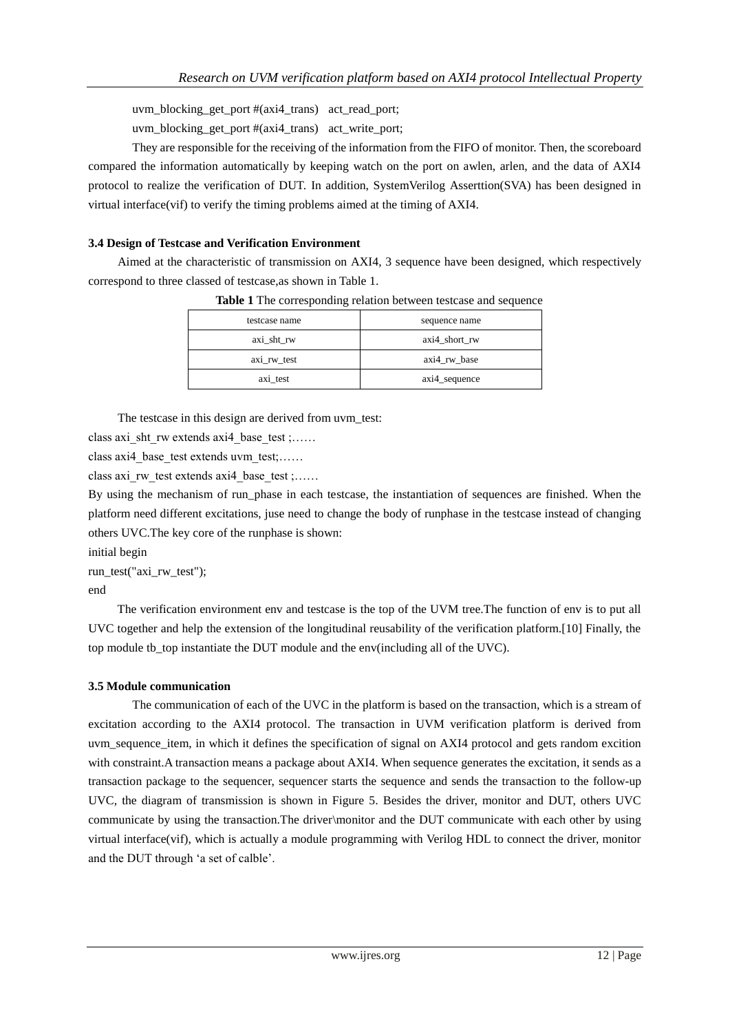uvm_blocking_get_port #(axi4_trans) act_read_port;

uvm_blocking_get_port #(axi4_trans) act_write_port;

They are responsible for the receiving of the information from the FIFO of monitor. Then, the scoreboard compared the information automatically by keeping watch on the port on awlen, arlen, and the data of AXI4 protocol to realize the verification of DUT. In addition, SystemVerilog Asserttion(SVA) has been designed in virtual interface(vif) to verify the timing problems aimed at the timing of AXI4.

### 3.4 Design of Testcase and Verification Environment

Aimed at the characteristic of transmission on AXI4, 3 sequence have been designed, which respectively correspond to three classed of testcase,as shown in Table 1.

**Table 1** The corresponding relation between testcase and sequence

| testcase name | sequence name |
|---|---|
| axi_sht_rw | axi4_short_rw |
| axi_rw_test | axi4_rw_base |
| axi_test | axi4_sequence |

The testcase in this design are derived from uvm_test:

class axi_sht_rw extends axi4_base_test ;……

class axi4_base_test extends uvm_test;……

class axi_rw_test extends axi4_base_test ;……

By using the mechanism of run_phase in each testcase, the instantiation of sequences are finished. When the platform need different excitations, juse need to change the body of runphase in the testcase instead of changing others UVC.The key core of the runphase is shown:

```
initial begin
run_test("axi_rw_test");
end
```

The verification environment env and testcase is the top of the UVM tree.The function of env is to put all UVC together and help the extension of the longitudinal reusability of the verification platform.[10] Finally, the top module tb_top instantiate the DUT module and the env(including all of the UVC).

### 3.5 Module communication

The communication of each of the UVC in the platform is based on the transaction, which is a stream of excitation according to the AXI4 protocol. The transaction in UVM verification platform is derived from uvm_sequence_item, in which it defines the specification of signal on AXI4 protocol and gets random excition with constraint.A transaction means a package about AXI4. When sequence generates the excitation, it sends as a transaction package to the sequencer, sequencer starts the sequence and sends the transaction to the follow-up UVC, the diagram of transmission is shown in Figure 5. Besides the driver, monitor and DUT, others UVC communicate by using the transaction.The driver\monitor and the DUT communicate with each other by using virtual interface(vif), which is actually a module programming with Verilog HDL to connect the driver, monitor and the DUT through 'a set of calble'.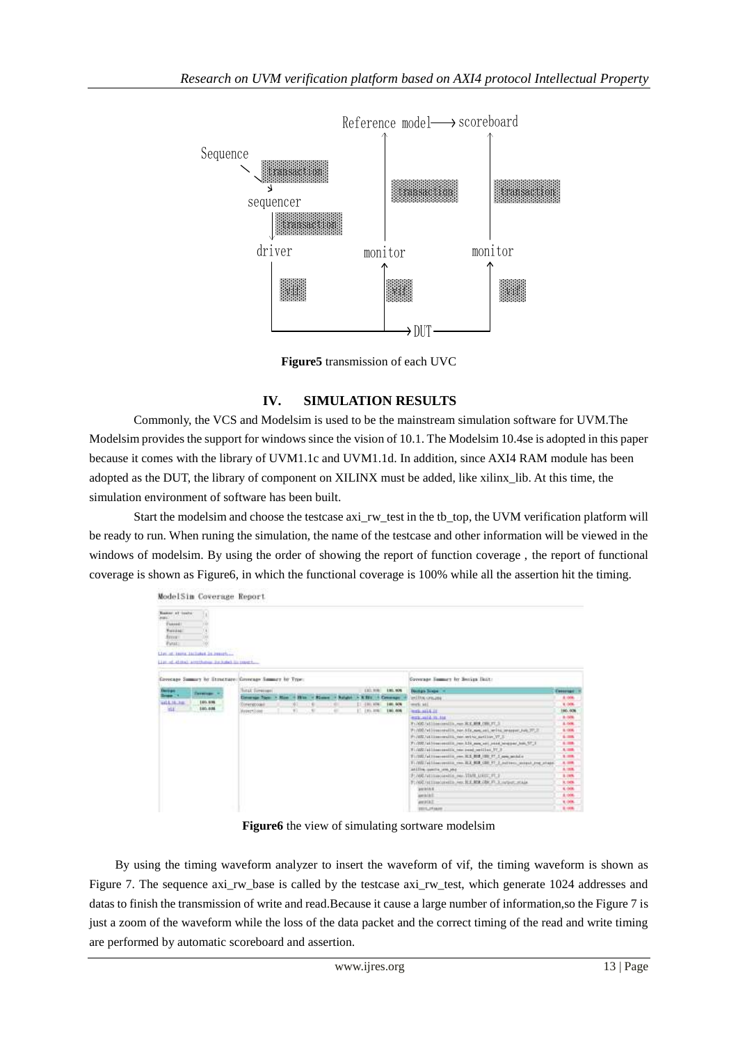Figure5 transmission of each UVC

## IV. SIMULATION RESULTS

Commonly, the VCS and Modelsim is used to be the mainstream simulation software for UVM.The Modelsim provides the support for windows since the vision of 10.1. The Modelsim 10.4se is adopted in this paper because it comes with the library of UVM1.1c and UVM1.1d. In addition, since AXI4 RAM module has been adopted as the DUT, the library of component on XILINX must be added, like xilinx_lib. At this time, the simulation environment of software has been built.

Start the modelsim and choose the testcase axi_rw_test in the tb_top, the UVM verification platform will be ready to run. When runing the simulation, the name of the testcase and other information will be viewed in the windows of modelsim. By using the order of showing the report of function coverage , the report of functional coverage is shown as Figure6, in which the functional coverage is 100% while all the assertion hit the timing.

Figure6 the view of simulating sortware modelsim

By using the timing waveform analyzer to insert the waveform of vif, the timing waveform is shown as Figure 7. The sequence axi_rw_base is called by the testcase axi_rw_test, which generate 1024 addresses and datas to finish the transmission of write and read.Because it cause a large number of information,so the Figure 7 is just a zoom of the waveform while the loss of the data packet and the correct timing of the read and write timing are performed by automatic scoreboard and assertion.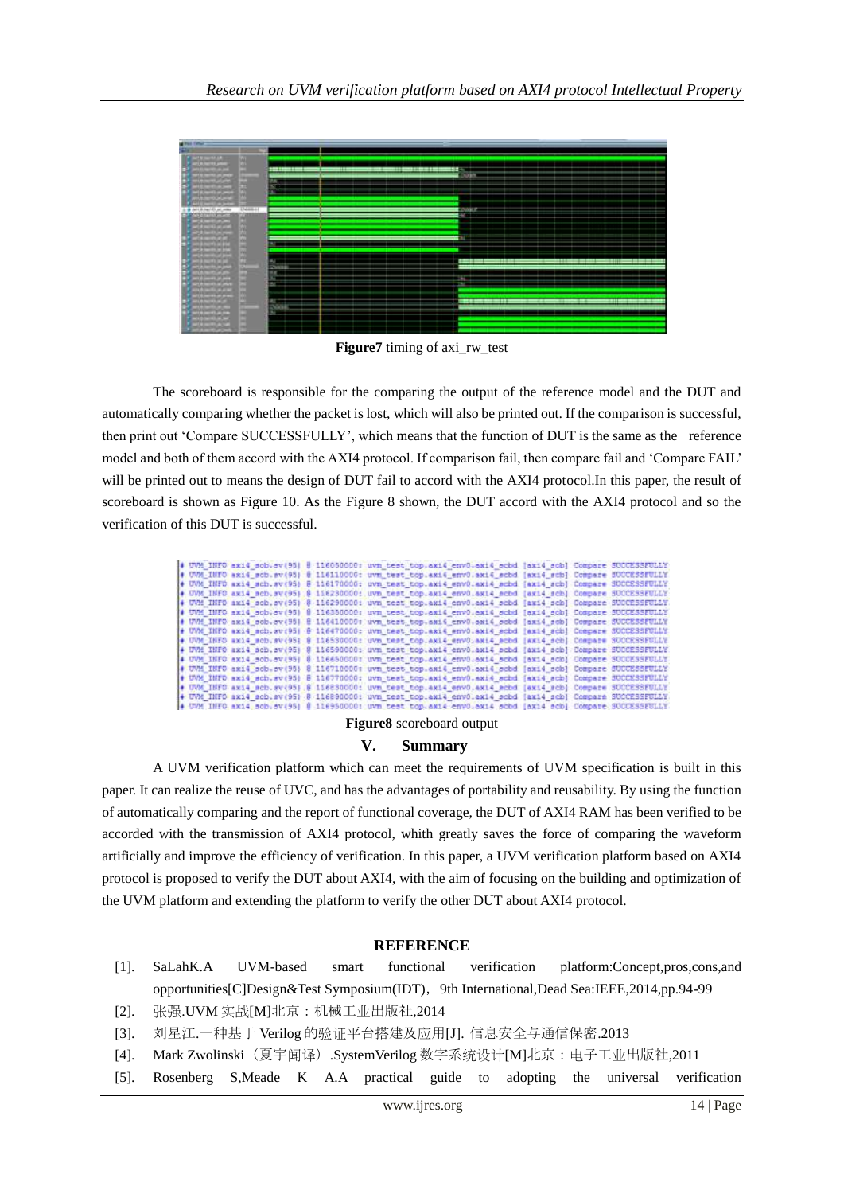**Figure7** timing of axi_rw_test

The scoreboard is responsible for the comparing the output of the reference model and the DUT and automatically comparing whether the packet is lost, which will also be printed out. If the comparison is successful, then print out 'Compare SUCCESSFULLY', which means that the function of DUT is the same as the reference model and both of them accord with the AXI4 protocol. If comparison fail, then compare fail and 'Compare FAIL' will be printed out to means the design of DUT fail to accord with the AXI4 protocol.In this paper, the result of scoreboard is shown as Figure 10. As the Figure 8 shown, the DUT accord with the AXI4 protocol and so the verification of this DUT is successful.

```
# UVM_INFO axi4_scb.sv(95) @ 116050000: uvm_test_top.axi4_env0.axi4_scbd [axi4_scb] Compare SUCCESSFULLY
# UVM_INFO axi4_scb.sv(95) @ 116110000: uvm_test_top.axi4_env0.axi4_scbd [axi4_scb] Compare SUCCESSFULLY
# UVM_INFO axi4_scb.sv(95) @ 116170000: uvm_test_top.axi4_env0.axi4_scbd [axi4_scb] Compare SUCCESSFULLY
# UVM_INFO axi4_scb.sv(95) @ 116230000: uvm_test_top.axi4_env0.axi4_scbd [axi4_scb] Compare SUCCESSFULLY
# UVM_INFO axi4_scb.sv(95) @ 116290000: uvm_test_top.axi4_env0.axi4_scbd [axi4_scb] Compare SUCCESSFULLY
# UVM_INFO axi4_scb.sv(95) @ 116350000: uvm_test_top.axi4_env0.axi4_scbd [axi4_scb] Compare SUCCESSFULLY
# UVM_INFO axi4_scb.sv(95) @ 116410000: uvm_test_top.axi4_env0.axi4_scbd [axi4_scb] Compare SUCCESSFULLY
# UVM_INFO axi4_scb.sv(95) @ 116470000: uvm_test_top.axi4_env0.axi4_scbd [axi4_scb] Compare SUCCESSFULLY
# UVM_INFO axi4_scb.sv(95) @ 116530000: uvm_test_top.axi4_env0.axi4_scbd [axi4_scb] Compare SUCCESSFULLY
# UVM_INFO axi4_scb.sv(95) @ 116590000: uvm_test_top.axi4_env0.axi4_scbd [axi4_scb] Compare SUCCESSFULLY
# UVM_INFO axi4_scb.sv(95) @ 116650000: uvm_test_top.axi4_env0.axi4_scbd [axi4_scb] Compare SUCCESSFULLY
# UVM_INFO axi4_scb.sv(95) @ 116710000: uvm_test_top.axi4_env0.axi4_scbd [axi4_scb] Compare SUCCESSFULLY
# UVM_INFO axi4_scb.sv(95) @ 116770000: uvm_test_top.axi4_env0.axi4_scbd [axi4_scb] Compare SUCCESSFULLY
# UVM_INFO axi4_scb.sv(95) @ 116830000: uvm_test_top.axi4_env0.axi4_scbd [axi4_scb] Compare SUCCESSFULLY
# UVM_INFO axi4_scb.sv(95) @ 116890000: uvm_test_top.axi4_env0.axi4_scbd [axi4_scb] Compare SUCCESSFULLY
# UVM_INFO axi4_scb.sv(95) @ 116950000: uvm_test_top.axi4_env0.axi4_scbd [axi4_scb] Compare SUCCESSFULLY
```

**Figure8** scoreboard output

## V. Summary

A UVM verification platform which can meet the requirements of UVM specification is built in this paper. It can realize the reuse of UVC, and has the advantages of portability and reusability. By using the function of automatically comparing and the report of functional coverage, the DUT of AXI4 RAM has been verified to be accorded with the transmission of AXI4 protocol, whith greatly saves the force of comparing the waveform artificially and improve the efficiency of verification. In this paper, a UVM verification platform based on AXI4 protocol is proposed to verify the DUT about AXI4, with the aim of focusing on the building and optimization of the UVM platform and extending the platform to verify the other DUT about AXI4 protocol.

## REFERENCE

[1]. SaLahK.A UVM-based smart functional verification platform:Concept,pros,cons,and opportunities[C]Design&Test Symposium(IDT), 9th International,Dead Sea:IEEE,2014,pp.94-99

[2]. 张强.UVM 实战[M]北京：机械工业出版社,2014

[3]. 刘星江.一种基于 Verilog 的验证平台搭建及应用[J]. 信息安全与通信保密.2013

[4]. Mark Zwolinski（夏宇闻译）.SystemVerilog 数字系统设计[M]北京：电子工业出版社,2011

[5]. Rosenberg S,Meade K A.A practical guide to adopting the universal verification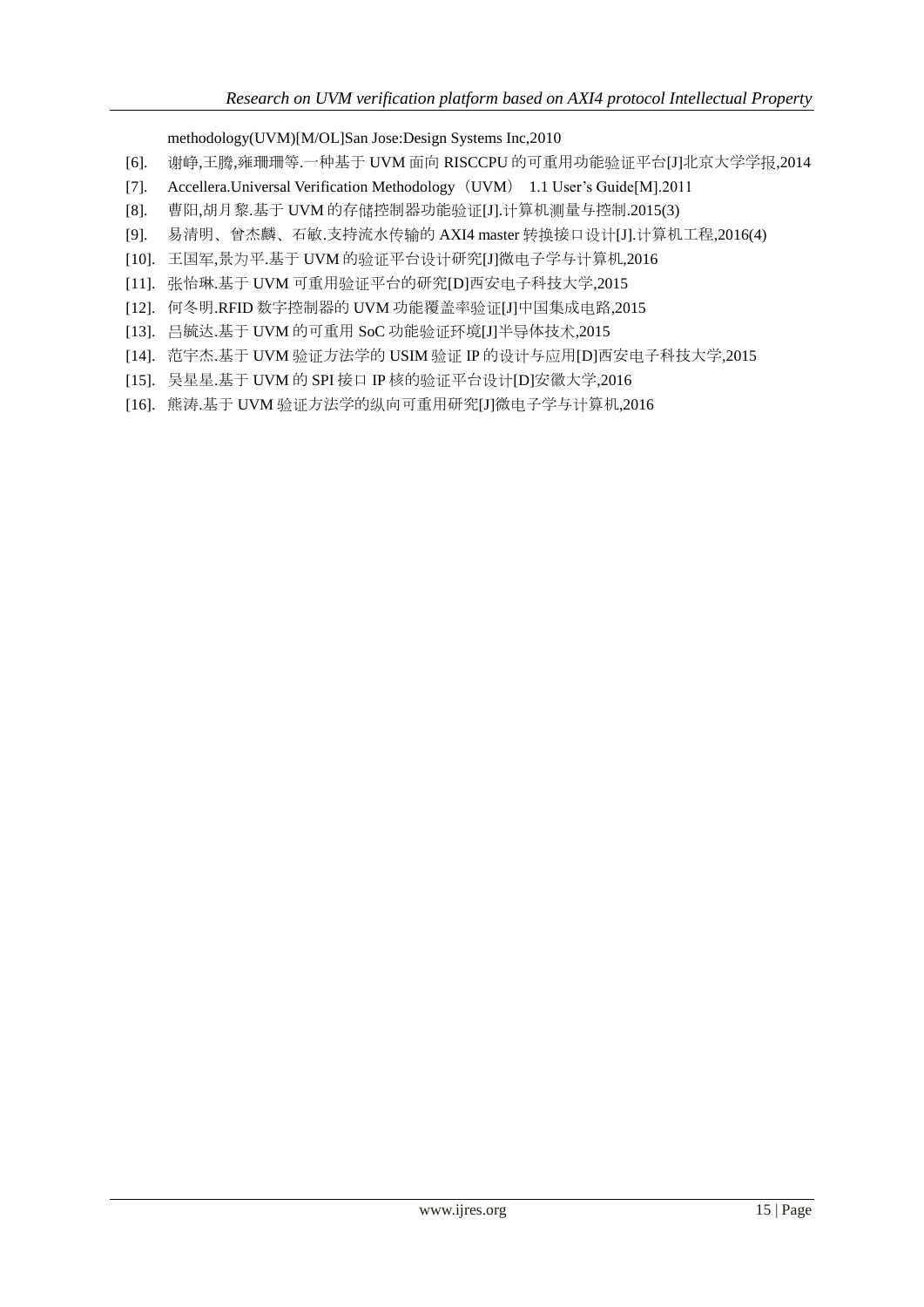methodology(UVM)[M/OL]San Jose:Design Systems Inc,2010

[6]. 谢峥,王腾,雍珊珊等.一种基于 UVM 面向 RISCCPU 的可重用功能验证平台[J]北京大学学报,2014

[7]. Accellera.Universal Verification Methodology（UVM） 1.1 User’s Guide[M].2011

[8]. 曹阳,胡月黎.基于 UVM 的存储控制器功能验证[J].计算机测量与控制.2015(3)

[9]. 易清明、曾杰麟、石敏.支持流水传输的 AXI4 master 转换接口设计[J].计算机工程,2016(4)

[10]. 王国军,景为平.基于 UVM 的验证平台设计研究[J]微电子学与计算机,2016

[11]. 张怡琳.基于 UVM 可重用验证平台的研究[D]西安电子科技大学,2015

[12]. 何冬明.RFID 数字控制器的 UVM 功能覆盖率验证[J]中国集成电路,2015

[13]. 吕毓达.基于 UVM 的可重用 SoC 功能验证环境[J]半导体技术,2015

[14]. 范宇杰.基于 UVM 验证方法学的 USIM 验证 IP 的设计与应用[D]西安电子科技大学,2015

[15]. 吴星星.基于 UVM 的 SPI 接口 IP 核的验证平台设计[D]安徽大学,2016

[16]. 熊涛.基于 UVM 验证方法学的纵向可重用研究[J]微电子学与计算机,2016